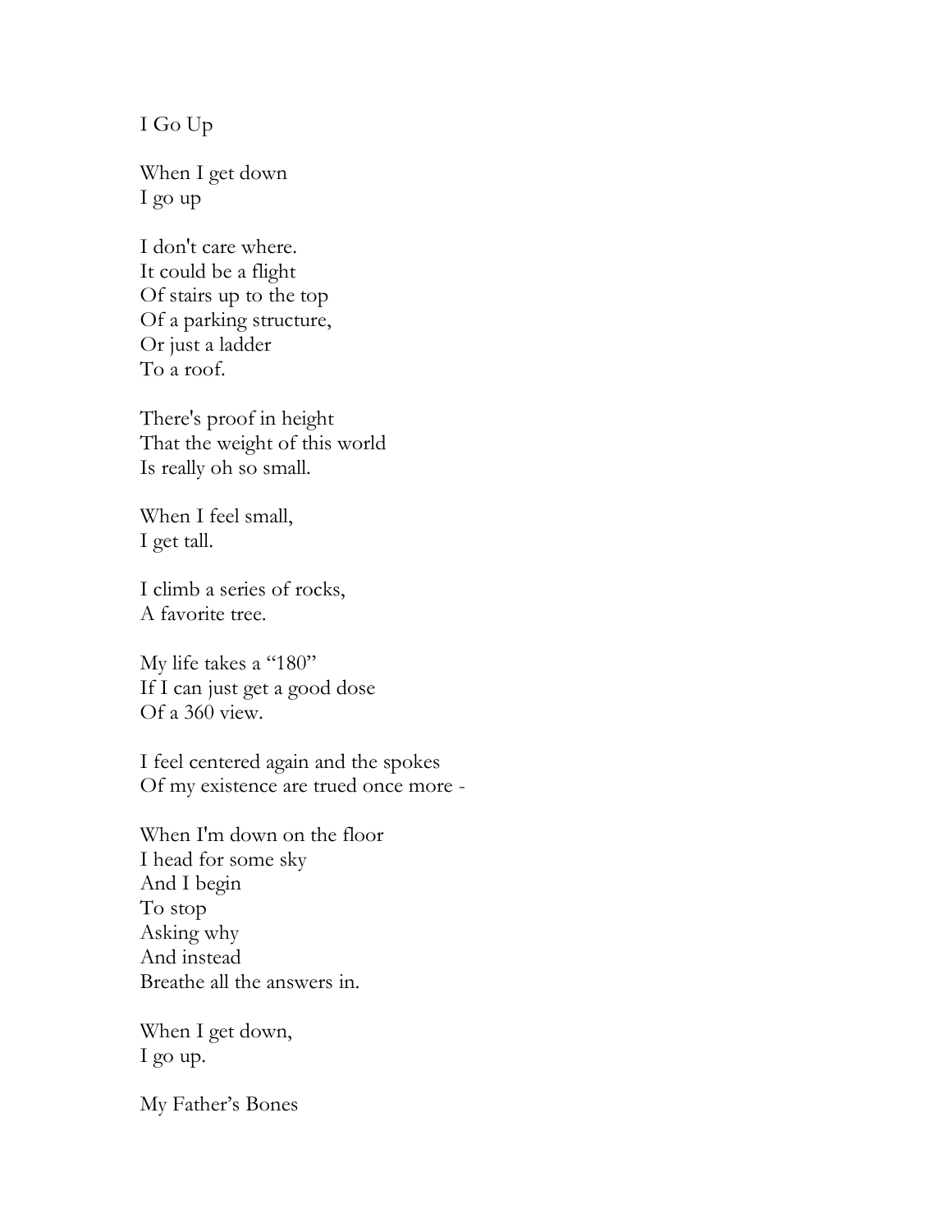# I Go Up

When I get down  
I go up

I don't care where.  
It could be a flight  
Of stairs up to the top  
Of a parking structure,  
Or just a ladder  
To a roof.

There's proof in height  
That the weight of this world  
Is really oh so small.

When I feel small,  
I get tall.

I climb a series of rocks,  
A favorite tree.

My life takes a "180"  
If I can just get a good dose  
Of a 360 view.

I feel centered again and the spokes  
Of my existence are trued once more -

When I'm down on the floor  
I head for some sky  
And I begin  
To stop  
Asking why  
And instead  
Breathe all the answers in.

When I get down,  
I go up.

# My Father's Bones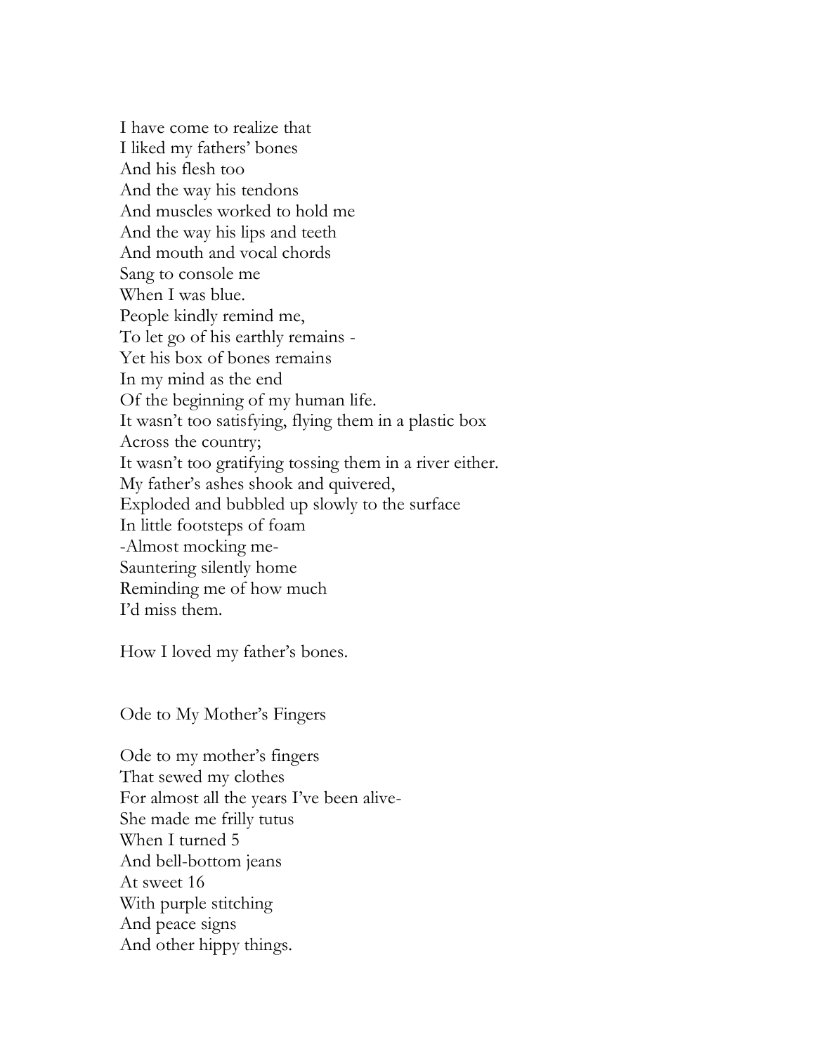I have come to realize that  
I liked my fathers' bones  
And his flesh too  
And the way his tendons  
And muscles worked to hold me  
And the way his lips and teeth  
And mouth and vocal chords  
Sang to console me  
When I was blue.  
People kindly remind me,  
To let go of his earthly remains -  
Yet his box of bones remains  
In my mind as the end  
Of the beginning of my human life.  
It wasn't too satisfying, flying them in a plastic box  
Across the country;  
It wasn't too gratifying tossing them in a river either.  
My father's ashes shook and quivered,  
Exploded and bubbled up slowly to the surface  
In little footsteps of foam  
-Almost mocking me-  
Sauntering silently home  
Reminding me of how much  
I'd miss them.

How I loved my father's bones.

## Ode to My Mother's Fingers

Ode to my mother's fingers  
That sewed my clothes  
For almost all the years I've been alive-  
She made me frilly tutus  
When I turned 5  
And bell-bottom jeans  
At sweet 16  
With purple stitching  
And peace signs  
And other hippy things.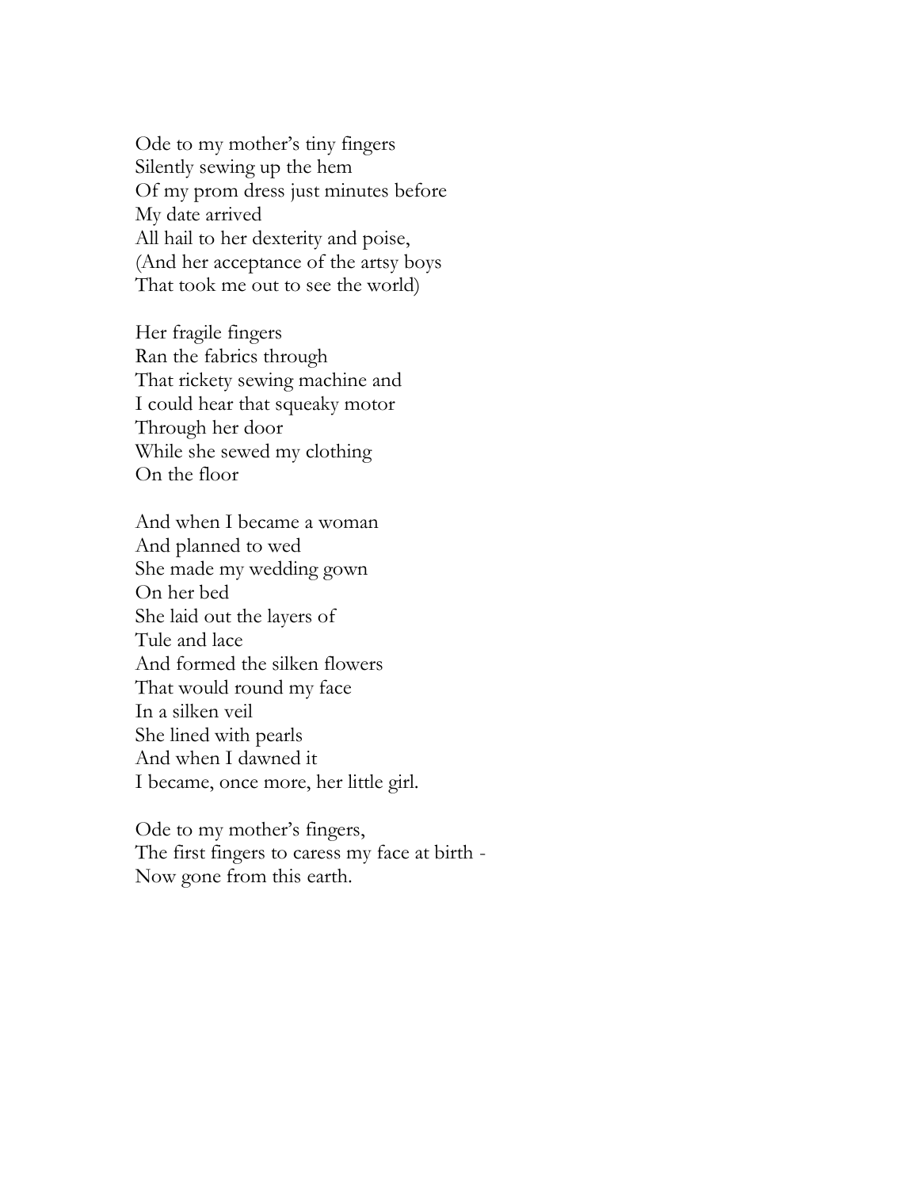Ode to my mother's tiny fingers
Silently sewing up the hem
Of my prom dress just minutes before
My date arrived
All hail to her dexterity and poise,
(And her acceptance of the artsy boys
That took me out to see the world)

Her fragile fingers
Ran the fabrics through
That rickety sewing machine and
I could hear that squeaky motor
Through her door
While she sewed my clothing
On the floor

And when I became a woman
And planned to wed
She made my wedding gown
On her bed
She laid out the layers of
Tule and lace
And formed the silken flowers
That would round my face
In a silken veil
She lined with pearls
And when I dawned it
I became, once more, her little girl.

Ode to my mother's fingers,
The first fingers to caress my face at birth -
Now gone from this earth.